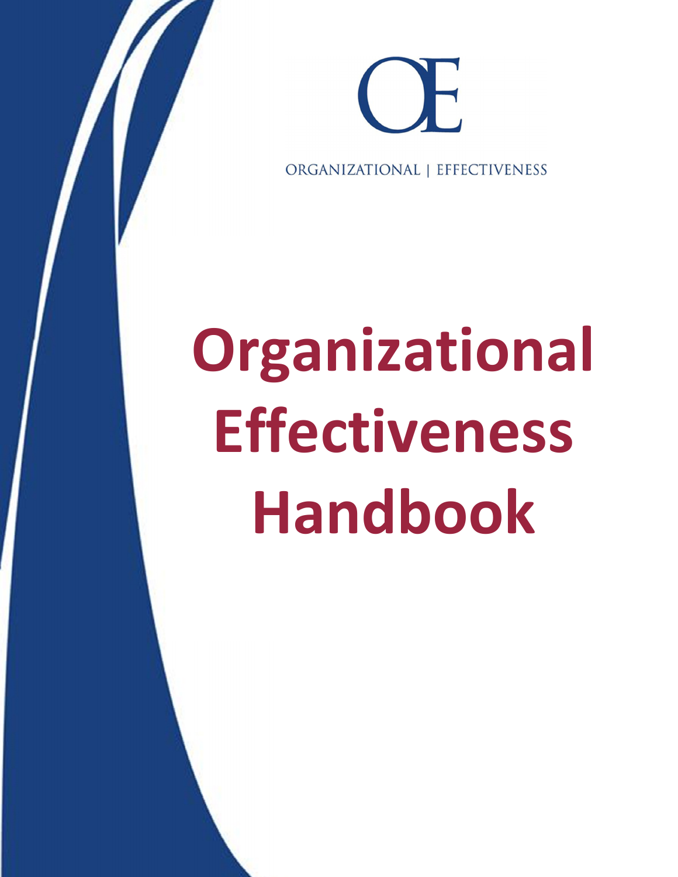OE

ORGANIZATIONAL | EFFECTIVENESS

# Organizational Effectiveness Handbook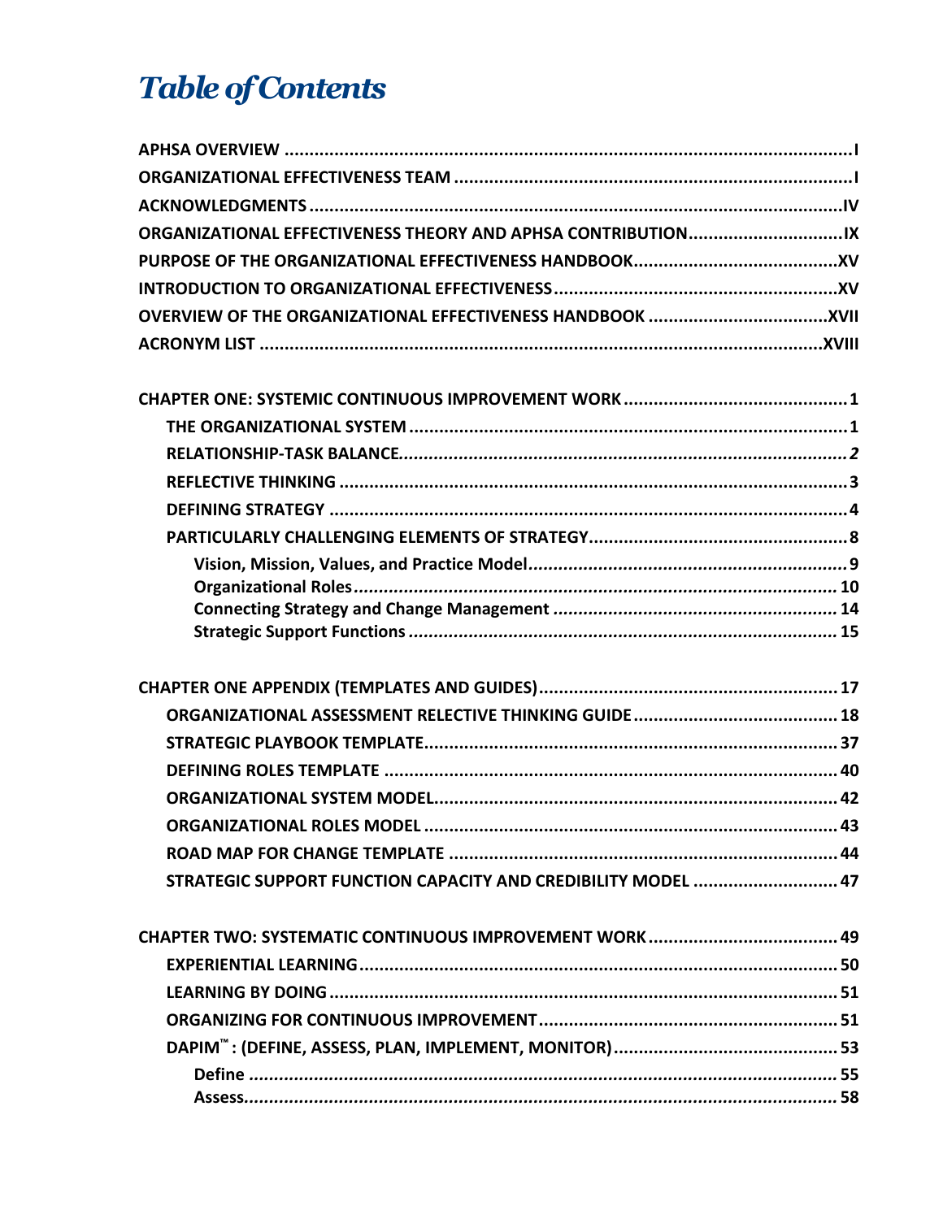# *Table of Contents*

**APHSA OVERVIEW** .......... **I**
**ORGANIZATIONAL EFFECTIVENESS TEAM** .......... **I**
**ACKNOWLEDGMENTS** .......... **IV**
**ORGANIZATIONAL EFFECTIVENESS THEORY AND APHSA CONTRIBUTION** .......... **IX**
**PURPOSE OF THE ORGANIZATIONAL EFFECTIVENESS HANDBOOK** .......... **XV**
**INTRODUCTION TO ORGANIZATIONAL EFFECTIVENESS** .......... **XV**
**OVERVIEW OF THE ORGANIZATIONAL EFFECTIVENESS HANDBOOK** .......... **XVII**
**ACRONYM LIST** .......... **XVIII**

**CHAPTER ONE: SYSTEMIC CONTINUOUS IMPROVEMENT WORK** .......... **1**
- **THE ORGANIZATIONAL SYSTEM** .......... **1**
- **RELATIONSHIP-TASK BALANCE** .......... ***2***
- **REFLECTIVE THINKING** .......... **3**
- **DEFINING STRATEGY** .......... **4**
- **PARTICULARLY CHALLENGING ELEMENTS OF STRATEGY** .......... **8**
  - **Vision, Mission, Values, and Practice Model** .......... **9**
  - **Organizational Roles** .......... **10**
  - **Connecting Strategy and Change Management** .......... **14**
  - **Strategic Support Functions** .......... **15**

**CHAPTER ONE APPENDIX (TEMPLATES AND GUIDES)** .......... **17**
- **ORGANIZATIONAL ASSESSMENT RELECTIVE THINKING GUIDE** .......... **18**
- **STRATEGIC PLAYBOOK TEMPLATE** .......... **37**
- **DEFINING ROLES TEMPLATE** .......... **40**
- **ORGANIZATIONAL SYSTEM MODEL** .......... **42**
- **ORGANIZATIONAL ROLES MODEL** .......... **43**
- **ROAD MAP FOR CHANGE TEMPLATE** .......... **44**
- **STRATEGIC SUPPORT FUNCTION CAPACITY AND CREDIBILITY MODEL** .......... **47**

**CHAPTER TWO: SYSTEMATIC CONTINUOUS IMPROVEMENT WORK** .......... **49**
- **EXPERIENTIAL LEARNING** .......... **50**
- **LEARNING BY DOING** .......... **51**
- **ORGANIZING FOR CONTINUOUS IMPROVEMENT** .......... **51**
- **DAPIM™: (DEFINE, ASSESS, PLAN, IMPLEMENT, MONITOR)** .......... **53**
  - **Define** .......... **55**
  - **Assess** .......... **58**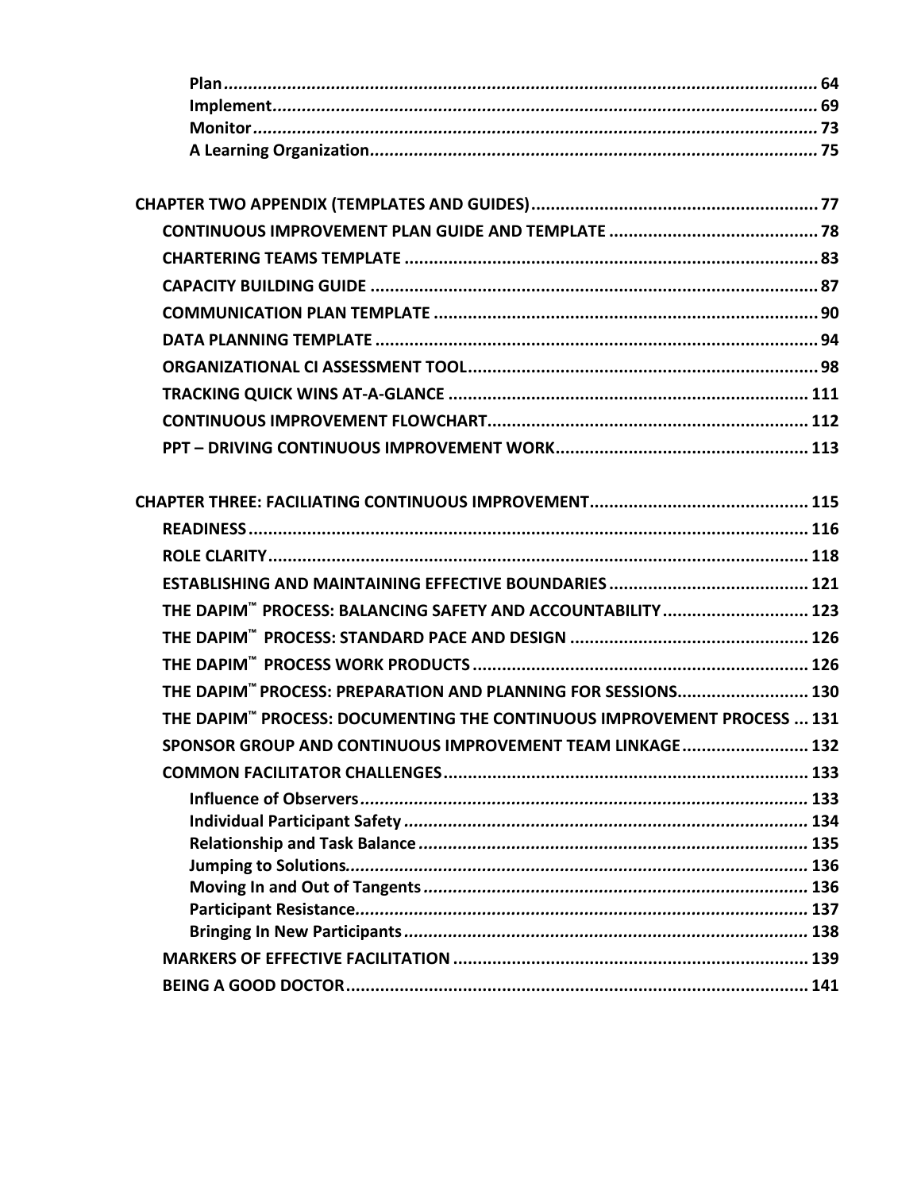**Plan** .......................................................................................................... 64
**Implement** .................................................................................................. 69
**Monitor** ...................................................................................................... 73
**A Learning Organization** ............................................................................. 75

**CHAPTER TWO APPENDIX (TEMPLATES AND GUIDES)** ........................................................... 77
**CONTINUOUS IMPROVEMENT PLAN GUIDE AND TEMPLATE** ........................................... 78
**CHARTERING TEAMS TEMPLATE** ..................................................................................... 83
**CAPACITY BUILDING GUIDE** ............................................................................................ 87
**COMMUNICATION PLAN TEMPLATE** ............................................................................... 90
**DATA PLANNING TEMPLATE** ........................................................................................... 94
**ORGANIZATIONAL CI ASSESSMENT TOOL** ....................................................................... 98
**TRACKING QUICK WINS AT-A-GLANCE** .......................................................................... 111
**CONTINUOUS IMPROVEMENT FLOWCHART** .................................................................. 112
**PPT – DRIVING CONTINUOUS IMPROVEMENT WORK** .................................................... 113

**CHAPTER THREE: FACILIATING CONTINUOUS IMPROVEMENT** ............................................. 115
**READINESS** .................................................................................................................. 116
**ROLE CLARITY** .............................................................................................................. 118
**ESTABLISHING AND MAINTAINING EFFECTIVE BOUNDARIES** ......................................... 121
**THE DAPIM™ PROCESS: BALANCING SAFETY AND ACCOUNTABILITY** .............................. 123
**THE DAPIM™ PROCESS: STANDARD PACE AND DESIGN** ................................................. 126
**THE DAPIM™ PROCESS WORK PRODUCTS** ..................................................................... 126
**THE DAPIM™ PROCESS: PREPARATION AND PLANNING FOR SESSIONS** ........................... 130
**THE DAPIM™ PROCESS: DOCUMENTING THE CONTINUOUS IMPROVEMENT PROCESS** ... 131
**SPONSOR GROUP AND CONTINUOUS IMPROVEMENT TEAM LINKAGE** .......................... 132
**COMMON FACILITATOR CHALLENGES** ........................................................................... 133
**Influence of Observers** ........................................................................................... 133
**Individual Participant Safety** .................................................................................. 134
**Relationship and Task Balance** ............................................................................... 135
**Jumping to Solutions** .............................................................................................. 136
**Moving In and Out of Tangents** .............................................................................. 136
**Participant Resistance** ............................................................................................ 137
**Bringing In New Participants** .................................................................................. 138
**MARKERS OF EFFECTIVE FACILITATION** ......................................................................... 139
**BEING A GOOD DOCTOR** ............................................................................................... 141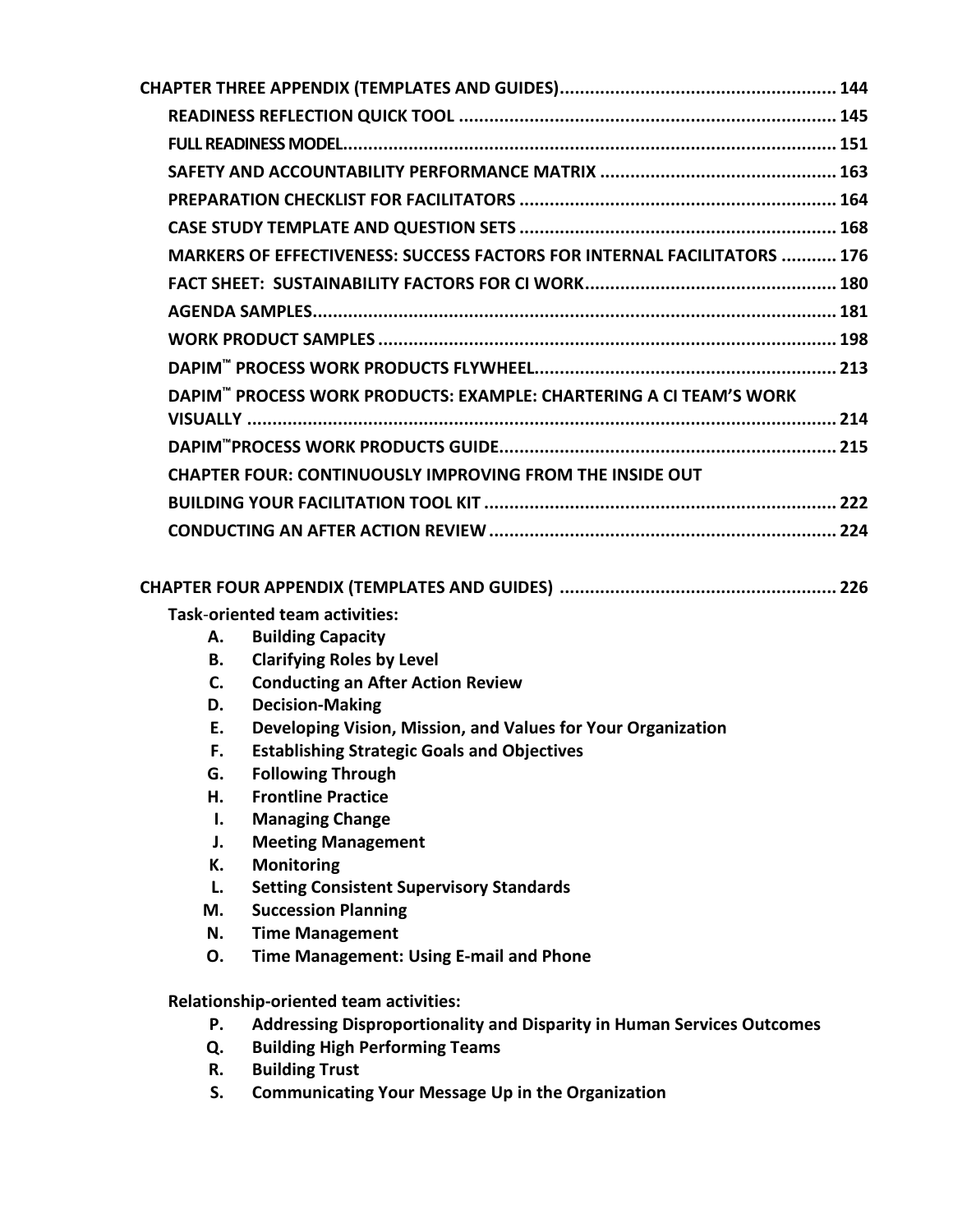**CHAPTER THREE APPENDIX (TEMPLATES AND GUIDES)....................................................... 144**

- **READINESS REFLECTION QUICK TOOL .......................................................................... 145**
- **FULL READINESS MODEL.................................................................................................. 151**
- **SAFETY AND ACCOUNTABILITY PERFORMANCE MATRIX .............................................. 163**
- **PREPARATION CHECKLIST FOR FACILITATORS ............................................................... 164**
- **CASE STUDY TEMPLATE AND QUESTION SETS ............................................................... 168**
- **MARKERS OF EFFECTIVENESS: SUCCESS FACTORS FOR INTERNAL FACILITATORS ........... 176**
- **FACT SHEET: SUSTAINABILITY FACTORS FOR CI WORK.................................................. 180**
- **AGENDA SAMPLES.......................................................................................................... 181**
- **WORK PRODUCT SAMPLES ........................................................................................... 198**
- **DAPIM™ PROCESS WORK PRODUCTS FLYWHEEL............................................................ 213**
- **DAPIM™ PROCESS WORK PRODUCTS: EXAMPLE: CHARTERING A CI TEAM'S WORK VISUALLY ...................................................................................................................... 214**
- **DAPIM™PROCESS WORK PRODUCTS GUIDE................................................................... 215**
- **CHAPTER FOUR: CONTINUOUSLY IMPROVING FROM THE INSIDE OUT**
- **BUILDING YOUR FACILITATION TOOL KIT ...................................................................... 222**
- **CONDUCTING AN AFTER ACTION REVIEW ..................................................................... 224**

**CHAPTER FOUR APPENDIX (TEMPLATES AND GUIDES) ....................................................... 226**

**Task-oriented team activities:**

- **A. Building Capacity**
- **B. Clarifying Roles by Level**
- **C. Conducting an After Action Review**
- **D. Decision-Making**
- **E. Developing Vision, Mission, and Values for Your Organization**
- **F. Establishing Strategic Goals and Objectives**
- **G. Following Through**
- **H. Frontline Practice**
- **I. Managing Change**
- **J. Meeting Management**
- **K. Monitoring**
- **L. Setting Consistent Supervisory Standards**
- **M. Succession Planning**
- **N. Time Management**
- **O. Time Management: Using E-mail and Phone**

**Relationship-oriented team activities:**

- **P. Addressing Disproportionality and Disparity in Human Services Outcomes**
- **Q. Building High Performing Teams**
- **R. Building Trust**
- **S. Communicating Your Message Up in the Organization**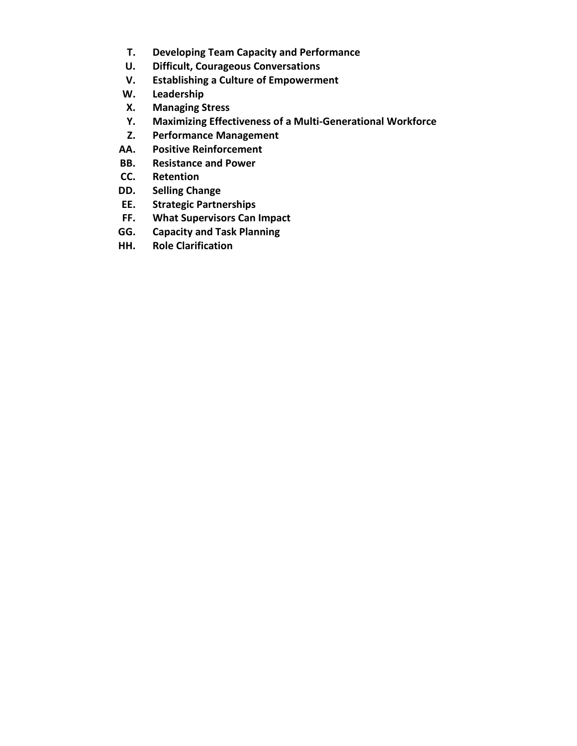T. **Developing Team Capacity and Performance**
U. **Difficult, Courageous Conversations**
V. **Establishing a Culture of Empowerment**
W. **Leadership**
X. **Managing Stress**
Y. **Maximizing Effectiveness of a Multi-Generational Workforce**
Z. **Performance Management**
AA. **Positive Reinforcement**
BB. **Resistance and Power**
CC. **Retention**
DD. **Selling Change**
EE. **Strategic Partnerships**
FF. **What Supervisors Can Impact**
GG. **Capacity and Task Planning**
HH. **Role Clarification**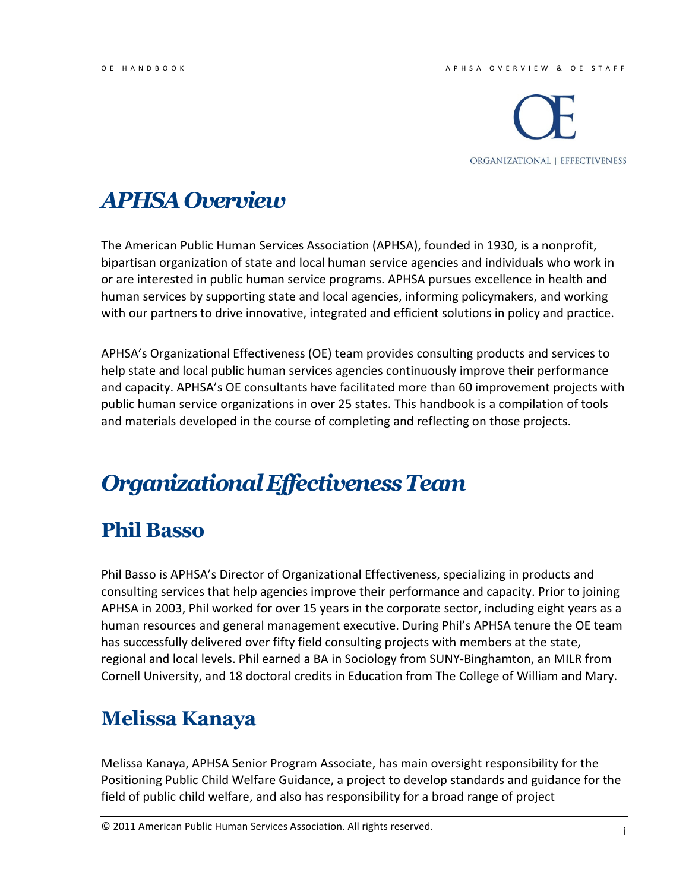# *APHSA Overview*

The American Public Human Services Association (APHSA), founded in 1930, is a nonprofit, bipartisan organization of state and local human service agencies and individuals who work in or are interested in public human service programs. APHSA pursues excellence in health and human services by supporting state and local agencies, informing policymakers, and working with our partners to drive innovative, integrated and efficient solutions in policy and practice.

APHSA's Organizational Effectiveness (OE) team provides consulting products and services to help state and local public human services agencies continuously improve their performance and capacity. APHSA's OE consultants have facilitated more than 60 improvement projects with public human service organizations in over 25 states. This handbook is a compilation of tools and materials developed in the course of completing and reflecting on those projects.

# *Organizational Effectiveness Team*

## Phil Basso

Phil Basso is APHSA's Director of Organizational Effectiveness, specializing in products and consulting services that help agencies improve their performance and capacity. Prior to joining APHSA in 2003, Phil worked for over 15 years in the corporate sector, including eight years as a human resources and general management executive. During Phil's APHSA tenure the OE team has successfully delivered over fifty field consulting projects with members at the state, regional and local levels. Phil earned a BA in Sociology from SUNY-Binghamton, an MILR from Cornell University, and 18 doctoral credits in Education from The College of William and Mary.

## Melissa Kanaya

Melissa Kanaya, APHSA Senior Program Associate, has main oversight responsibility for the Positioning Public Child Welfare Guidance, a project to develop standards and guidance for the field of public child welfare, and also has responsibility for a broad range of project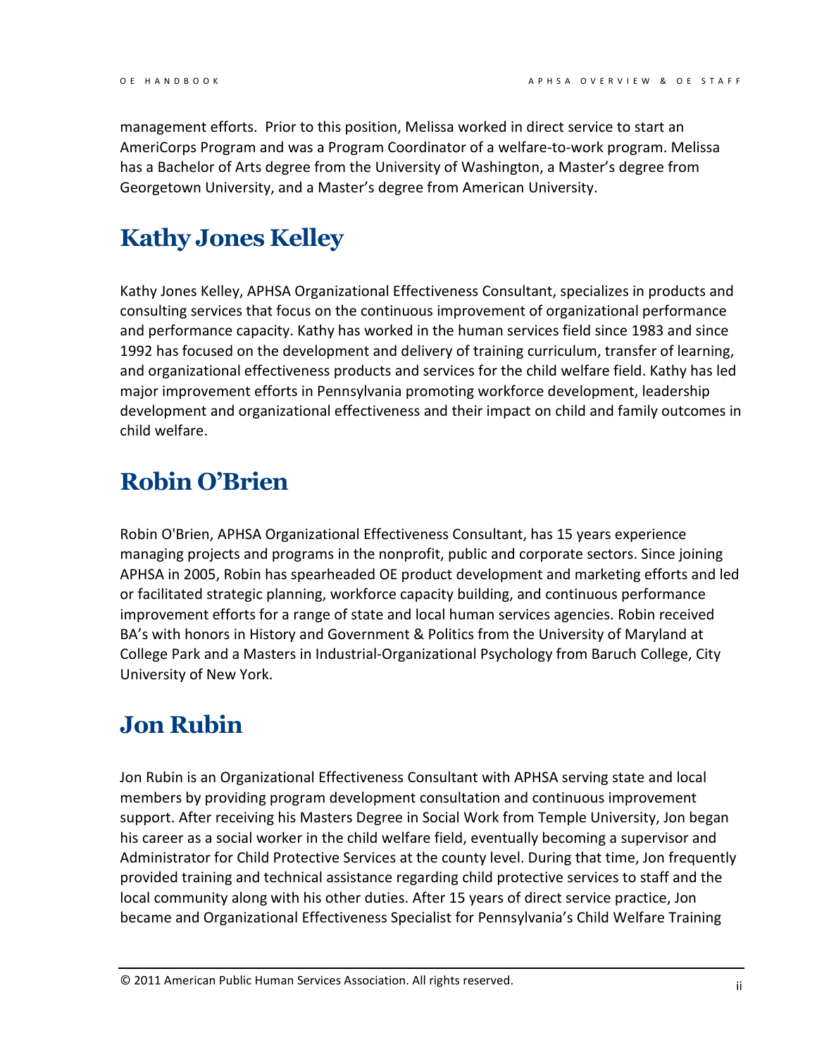management efforts. Prior to this position, Melissa worked in direct service to start an AmeriCorps Program and was a Program Coordinator of a welfare-to-work program. Melissa has a Bachelor of Arts degree from the University of Washington, a Master's degree from Georgetown University, and a Master's degree from American University.

## Kathy Jones Kelley

Kathy Jones Kelley, APHSA Organizational Effectiveness Consultant, specializes in products and consulting services that focus on the continuous improvement of organizational performance and performance capacity. Kathy has worked in the human services field since 1983 and since 1992 has focused on the development and delivery of training curriculum, transfer of learning, and organizational effectiveness products and services for the child welfare field. Kathy has led major improvement efforts in Pennsylvania promoting workforce development, leadership development and organizational effectiveness and their impact on child and family outcomes in child welfare.

## Robin O'Brien

Robin O'Brien, APHSA Organizational Effectiveness Consultant, has 15 years experience managing projects and programs in the nonprofit, public and corporate sectors. Since joining APHSA in 2005, Robin has spearheaded OE product development and marketing efforts and led or facilitated strategic planning, workforce capacity building, and continuous performance improvement efforts for a range of state and local human services agencies. Robin received BA's with honors in History and Government & Politics from the University of Maryland at College Park and a Masters in Industrial-Organizational Psychology from Baruch College, City University of New York.

## Jon Rubin

Jon Rubin is an Organizational Effectiveness Consultant with APHSA serving state and local members by providing program development consultation and continuous improvement support. After receiving his Masters Degree in Social Work from Temple University, Jon began his career as a social worker in the child welfare field, eventually becoming a supervisor and Administrator for Child Protective Services at the county level. During that time, Jon frequently provided training and technical assistance regarding child protective services to staff and the local community along with his other duties. After 15 years of direct service practice, Jon became and Organizational Effectiveness Specialist for Pennsylvania's Child Welfare Training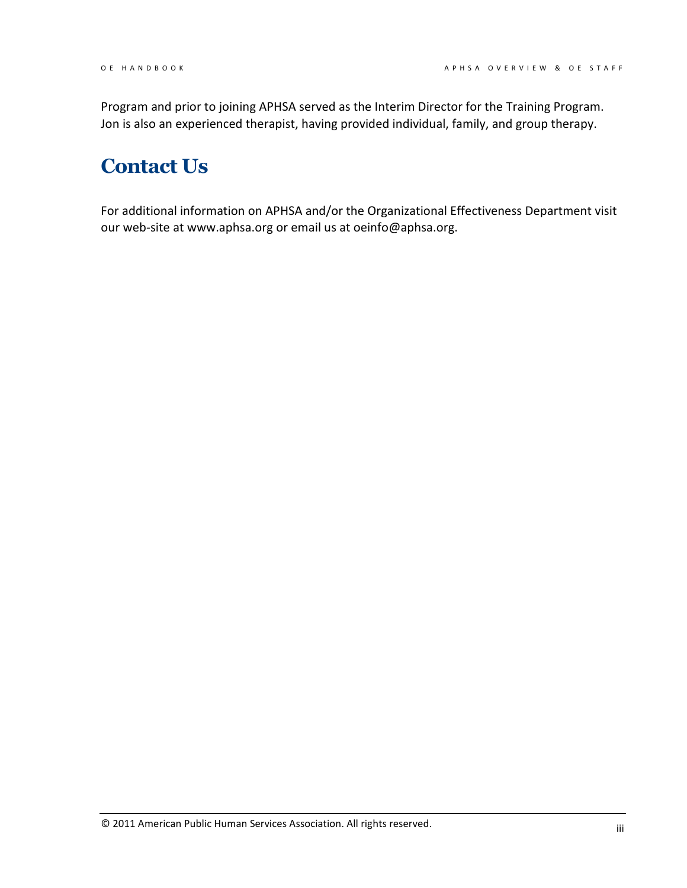Program and prior to joining APHSA served as the Interim Director for the Training Program. Jon is also an experienced therapist, having provided individual, family, and group therapy.

## Contact Us

For additional information on APHSA and/or the Organizational Effectiveness Department visit our web-site at www.aphsa.org or email us at oeinfo@aphsa.org.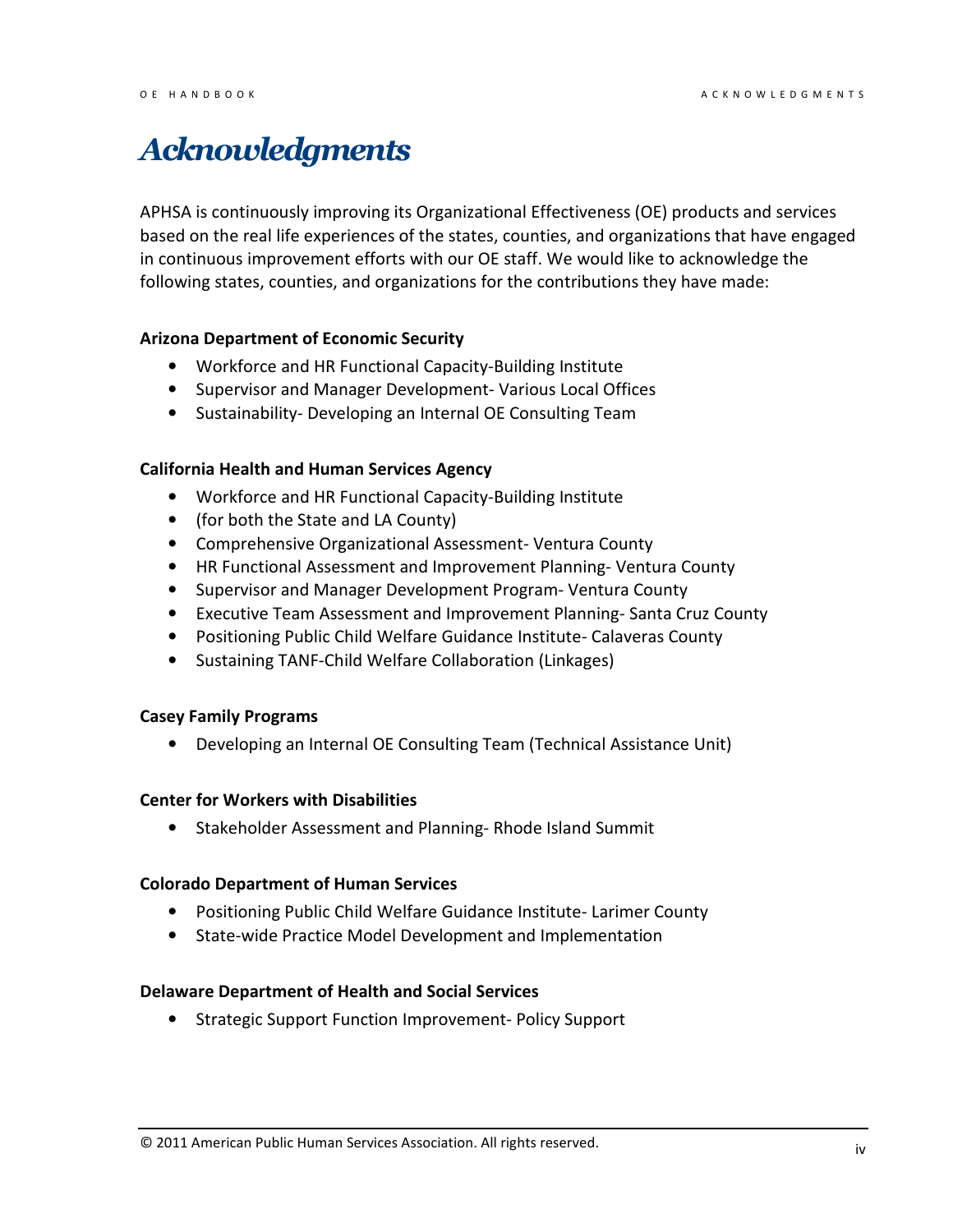# Acknowledgments

APHSA is continuously improving its Organizational Effectiveness (OE) products and services based on the real life experiences of the states, counties, and organizations that have engaged in continuous improvement efforts with our OE staff. We would like to acknowledge the following states, counties, and organizations for the contributions they have made:

**Arizona Department of Economic Security**

- Workforce and HR Functional Capacity-Building Institute
- Supervisor and Manager Development- Various Local Offices
- Sustainability- Developing an Internal OE Consulting Team

**California Health and Human Services Agency**

- Workforce and HR Functional Capacity-Building Institute
- (for both the State and LA County)
- Comprehensive Organizational Assessment- Ventura County
- HR Functional Assessment and Improvement Planning- Ventura County
- Supervisor and Manager Development Program- Ventura County
- Executive Team Assessment and Improvement Planning- Santa Cruz County
- Positioning Public Child Welfare Guidance Institute- Calaveras County
- Sustaining TANF-Child Welfare Collaboration (Linkages)

**Casey Family Programs**

- Developing an Internal OE Consulting Team (Technical Assistance Unit)

**Center for Workers with Disabilities**

- Stakeholder Assessment and Planning- Rhode Island Summit

**Colorado Department of Human Services**

- Positioning Public Child Welfare Guidance Institute- Larimer County
- State-wide Practice Model Development and Implementation

**Delaware Department of Health and Social Services**

- Strategic Support Function Improvement- Policy Support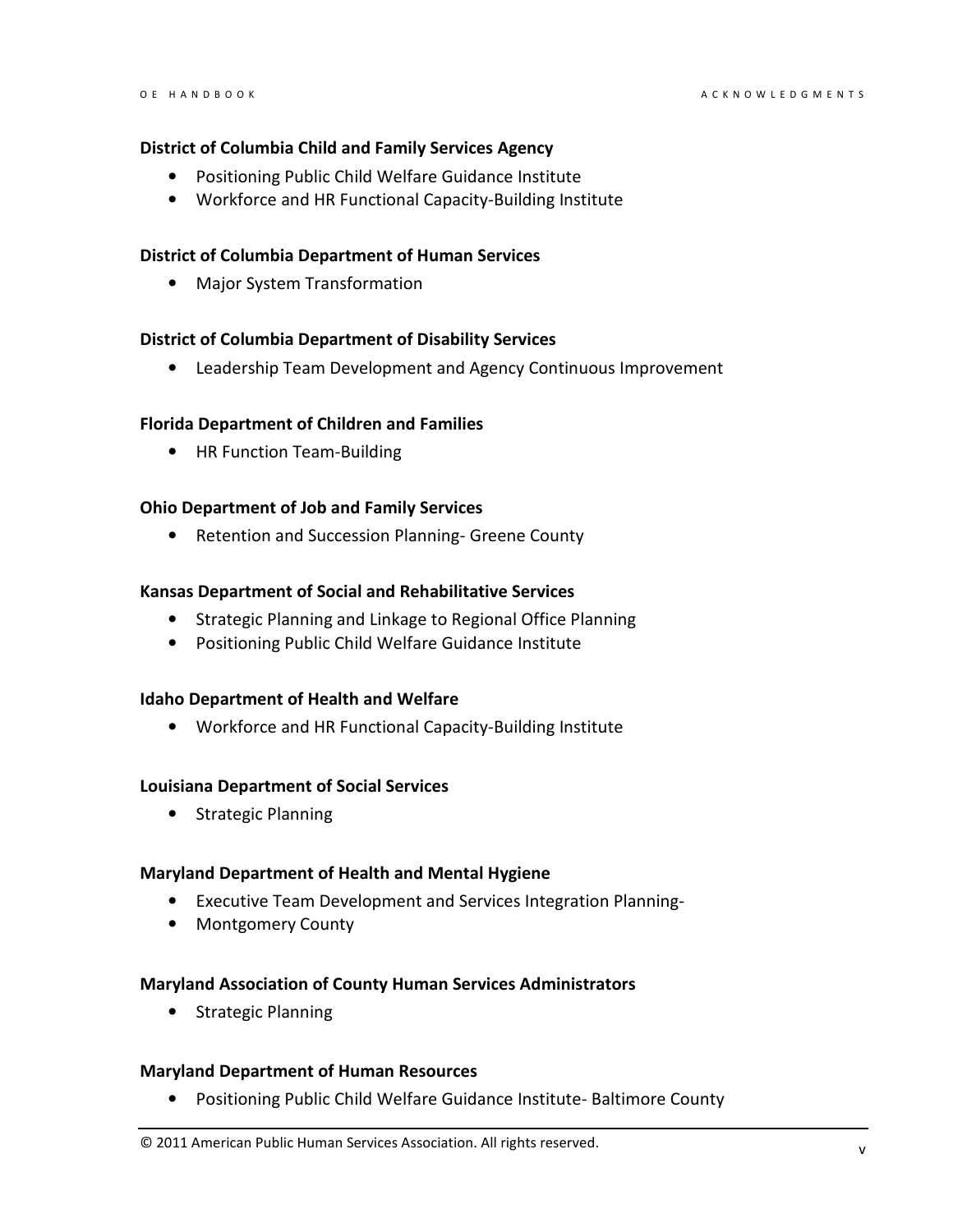**District of Columbia Child and Family Services Agency**

- Positioning Public Child Welfare Guidance Institute
- Workforce and HR Functional Capacity-Building Institute

**District of Columbia Department of Human Services**

- Major System Transformation

**District of Columbia Department of Disability Services**

- Leadership Team Development and Agency Continuous Improvement

**Florida Department of Children and Families**

- HR Function Team-Building

**Ohio Department of Job and Family Services**

- Retention and Succession Planning- Greene County

**Kansas Department of Social and Rehabilitative Services**

- Strategic Planning and Linkage to Regional Office Planning
- Positioning Public Child Welfare Guidance Institute

**Idaho Department of Health and Welfare**

- Workforce and HR Functional Capacity-Building Institute

**Louisiana Department of Social Services**

- Strategic Planning

**Maryland Department of Health and Mental Hygiene**

- Executive Team Development and Services Integration Planning-
- Montgomery County

**Maryland Association of County Human Services Administrators**

- Strategic Planning

**Maryland Department of Human Resources**

- Positioning Public Child Welfare Guidance Institute- Baltimore County

© 2011 American Public Human Services Association. All rights reserved.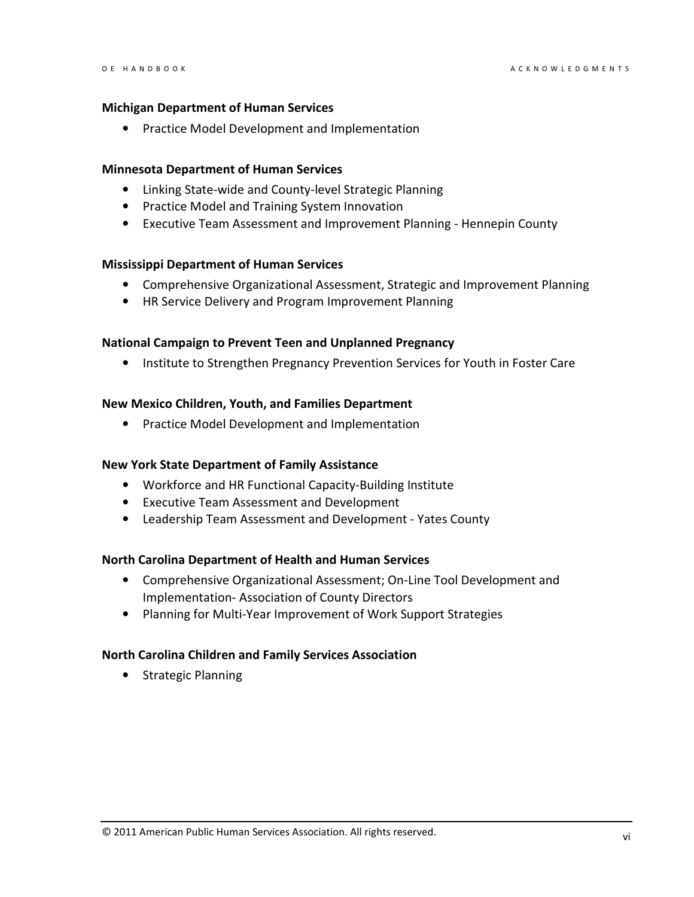**Michigan Department of Human Services**

- Practice Model Development and Implementation

**Minnesota Department of Human Services**

- Linking State-wide and County-level Strategic Planning
- Practice Model and Training System Innovation
- Executive Team Assessment and Improvement Planning - Hennepin County

**Mississippi Department of Human Services**

- Comprehensive Organizational Assessment, Strategic and Improvement Planning
- HR Service Delivery and Program Improvement Planning

**National Campaign to Prevent Teen and Unplanned Pregnancy**

- Institute to Strengthen Pregnancy Prevention Services for Youth in Foster Care

**New Mexico Children, Youth, and Families Department**

- Practice Model Development and Implementation

**New York State Department of Family Assistance**

- Workforce and HR Functional Capacity-Building Institute
- Executive Team Assessment and Development
- Leadership Team Assessment and Development - Yates County

**North Carolina Department of Health and Human Services**

- Comprehensive Organizational Assessment; On-Line Tool Development and Implementation- Association of County Directors
- Planning for Multi-Year Improvement of Work Support Strategies

**North Carolina Children and Family Services Association**

- Strategic Planning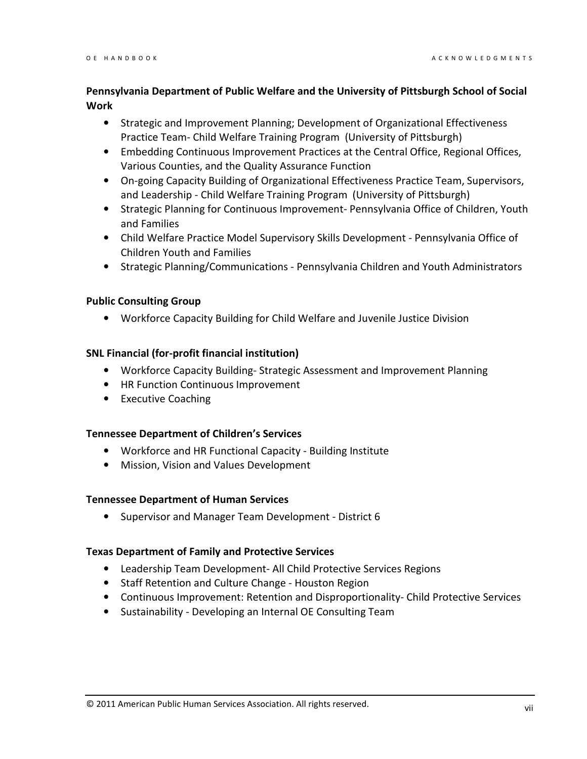**Pennsylvania Department of Public Welfare and the University of Pittsburgh School of Social Work**

- Strategic and Improvement Planning; Development of Organizational Effectiveness Practice Team- Child Welfare Training Program (University of Pittsburgh)
- Embedding Continuous Improvement Practices at the Central Office, Regional Offices, Various Counties, and the Quality Assurance Function
- On-going Capacity Building of Organizational Effectiveness Practice Team, Supervisors, and Leadership - Child Welfare Training Program (University of Pittsburgh)
- Strategic Planning for Continuous Improvement- Pennsylvania Office of Children, Youth and Families
- Child Welfare Practice Model Supervisory Skills Development - Pennsylvania Office of Children Youth and Families
- Strategic Planning/Communications - Pennsylvania Children and Youth Administrators

**Public Consulting Group**

- Workforce Capacity Building for Child Welfare and Juvenile Justice Division

**SNL Financial (for-profit financial institution)**

- Workforce Capacity Building- Strategic Assessment and Improvement Planning
- HR Function Continuous Improvement
- Executive Coaching

**Tennessee Department of Children's Services**

- Workforce and HR Functional Capacity - Building Institute
- Mission, Vision and Values Development

**Tennessee Department of Human Services**

- Supervisor and Manager Team Development - District 6

**Texas Department of Family and Protective Services**

- Leadership Team Development- All Child Protective Services Regions
- Staff Retention and Culture Change - Houston Region
- Continuous Improvement: Retention and Disproportionality- Child Protective Services
- Sustainability - Developing an Internal OE Consulting Team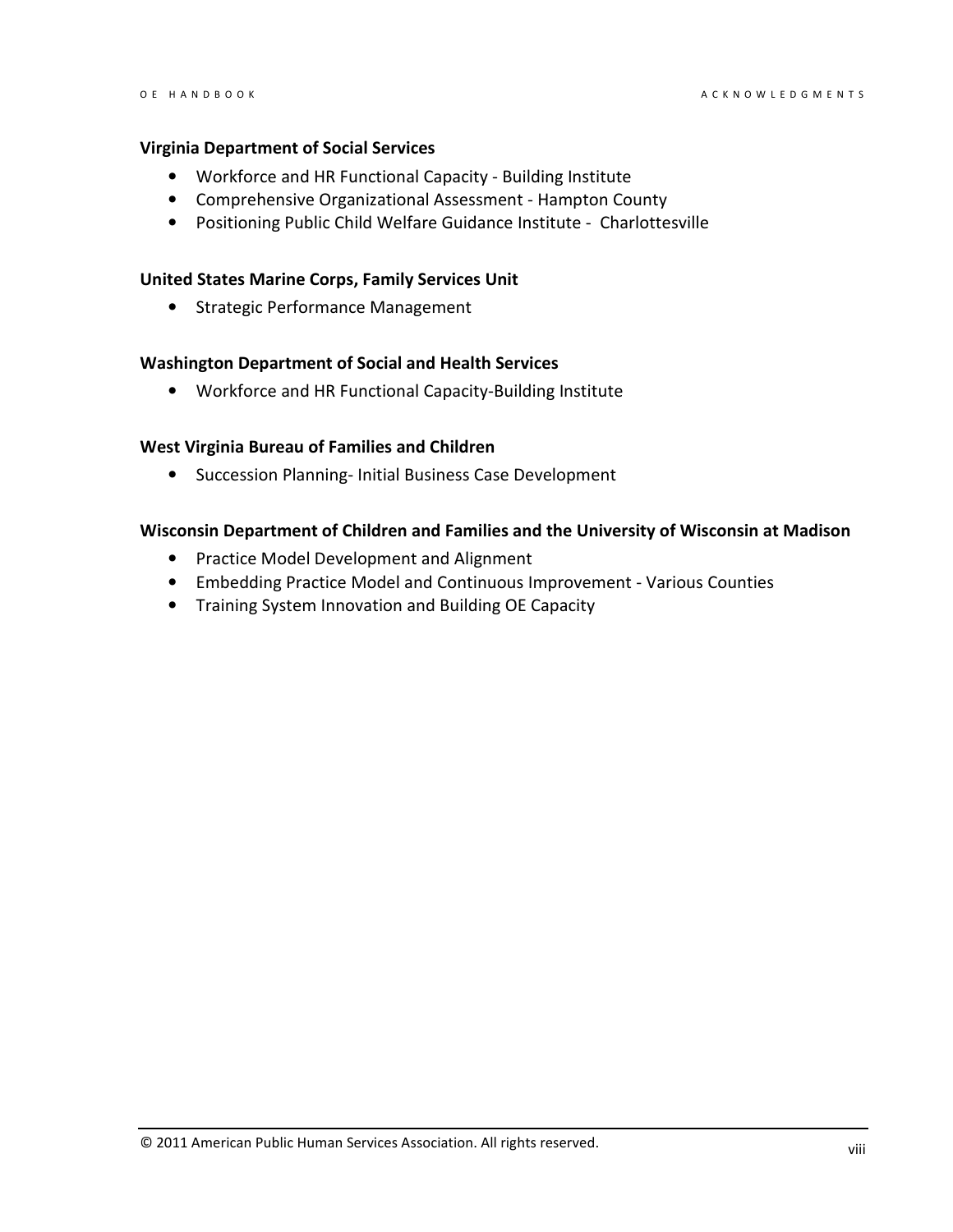**Virginia Department of Social Services**

- Workforce and HR Functional Capacity - Building Institute
- Comprehensive Organizational Assessment - Hampton County
- Positioning Public Child Welfare Guidance Institute - Charlottesville

**United States Marine Corps, Family Services Unit**

- Strategic Performance Management

**Washington Department of Social and Health Services**

- Workforce and HR Functional Capacity-Building Institute

**West Virginia Bureau of Families and Children**

- Succession Planning- Initial Business Case Development

**Wisconsin Department of Children and Families and the University of Wisconsin at Madison**

- Practice Model Development and Alignment
- Embedding Practice Model and Continuous Improvement - Various Counties
- Training System Innovation and Building OE Capacity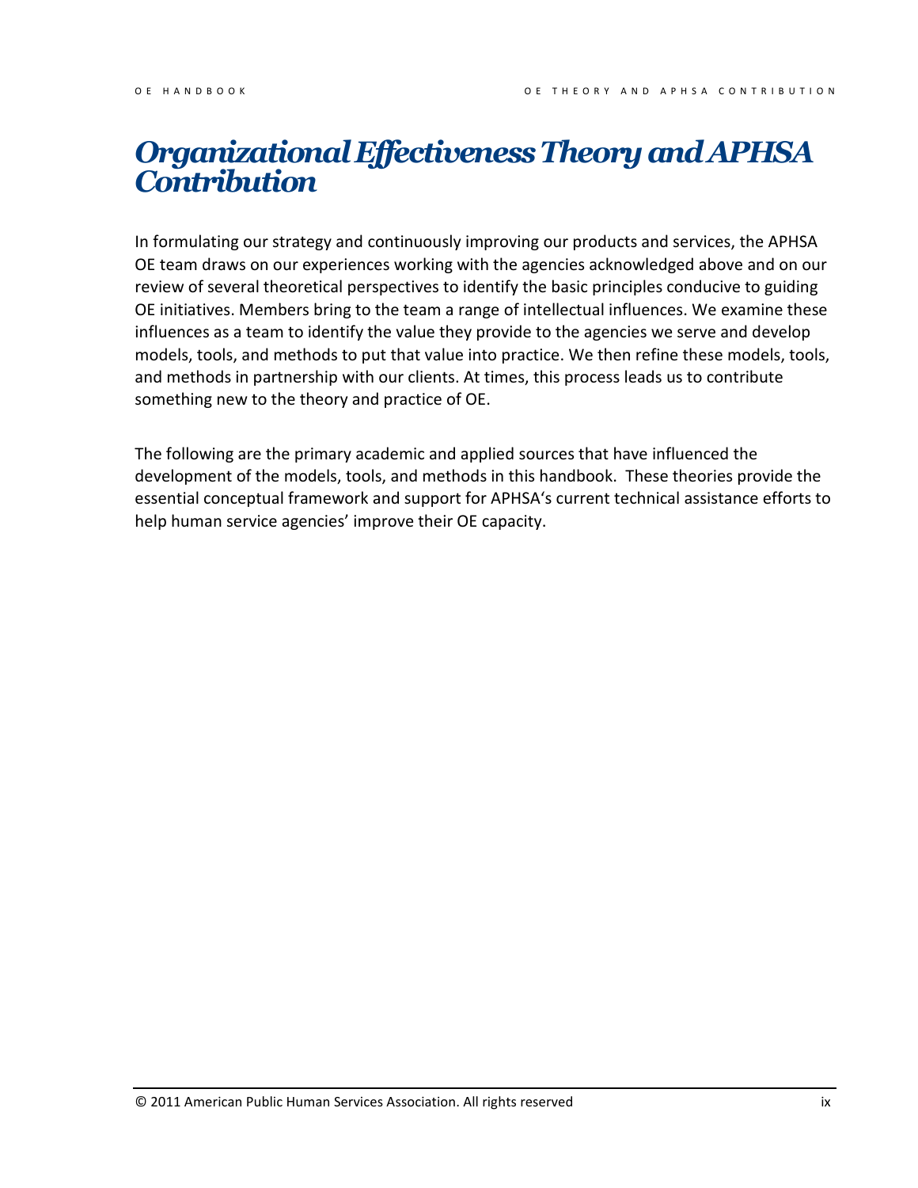# *Organizational Effectiveness Theory and APHSA Contribution*

In formulating our strategy and continuously improving our products and services, the APHSA OE team draws on our experiences working with the agencies acknowledged above and on our review of several theoretical perspectives to identify the basic principles conducive to guiding OE initiatives. Members bring to the team a range of intellectual influences. We examine these influences as a team to identify the value they provide to the agencies we serve and develop models, tools, and methods to put that value into practice. We then refine these models, tools, and methods in partnership with our clients. At times, this process leads us to contribute something new to the theory and practice of OE.

The following are the primary academic and applied sources that have influenced the development of the models, tools, and methods in this handbook. These theories provide the essential conceptual framework and support for APHSA's current technical assistance efforts to help human service agencies' improve their OE capacity.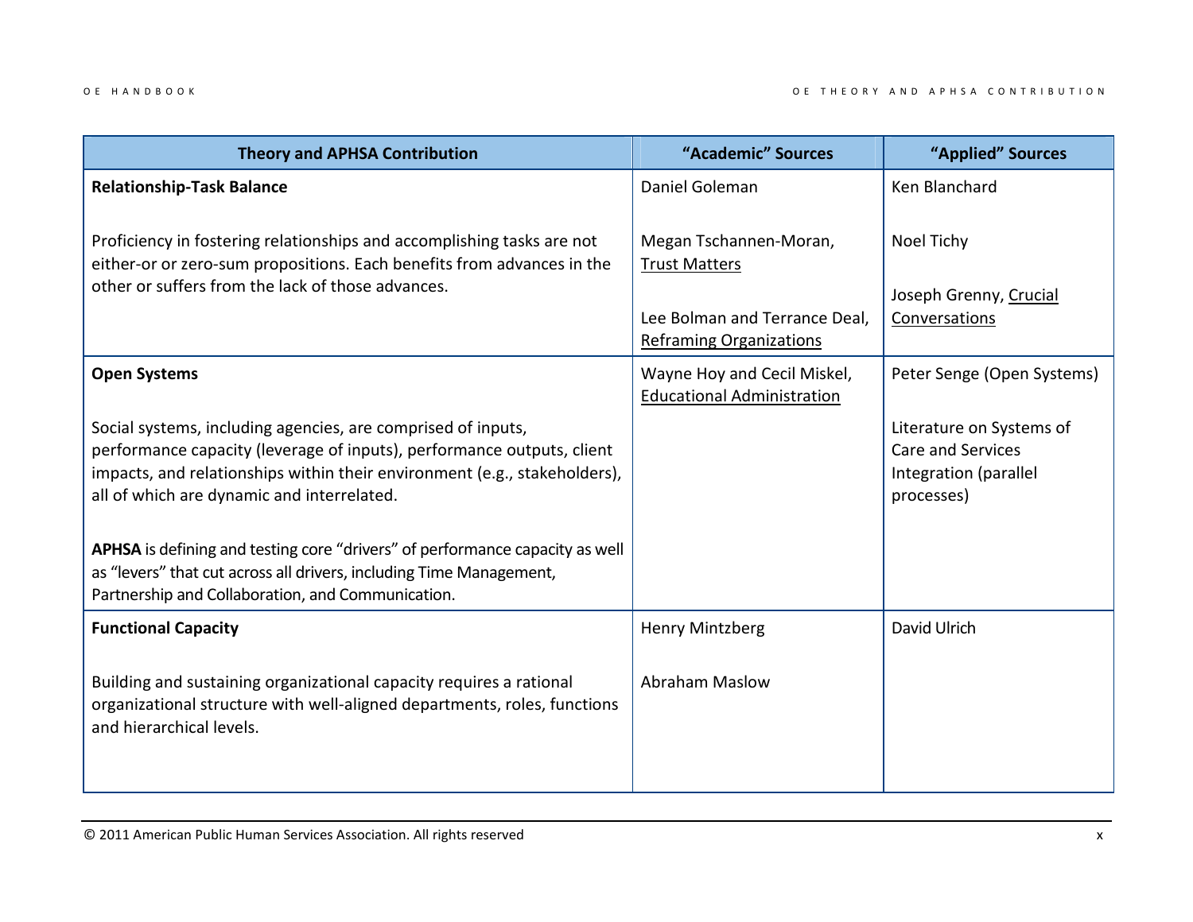| Theory and APHSA Contribution | "Academic" Sources | "Applied" Sources |
|---|---|---|
| **Relationship-Task Balance**<br><br>Proficiency in fostering relationships and accomplishing tasks are not either-or or zero-sum propositions. Each benefits from advances in the other or suffers from the lack of those advances. | Daniel Goleman<br><br>Megan Tschannen-Moran, Trust Matters<br><br>Lee Bolman and Terrance Deal, Reframing Organizations | Ken Blanchard<br><br>Noel Tichy<br><br>Joseph Grenny, Crucial Conversations |
| **Open Systems**<br><br>Social systems, including agencies, are comprised of inputs, performance capacity (leverage of inputs), performance outputs, client impacts, and relationships within their environment (e.g., stakeholders), all of which are dynamic and interrelated.<br><br>**APHSA** is defining and testing core "drivers" of performance capacity as well as "levers" that cut across all drivers, including Time Management, Partnership and Collaboration, and Communication. | Wayne Hoy and Cecil Miskel, Educational Administration | Peter Senge (Open Systems)<br><br>Literature on Systems of Care and Services Integration (parallel processes) |
| **Functional Capacity**<br><br>Building and sustaining organizational capacity requires a rational organizational structure with well-aligned departments, roles, functions and hierarchical levels. | Henry Mintzberg<br><br>Abraham Maslow | David Ulrich |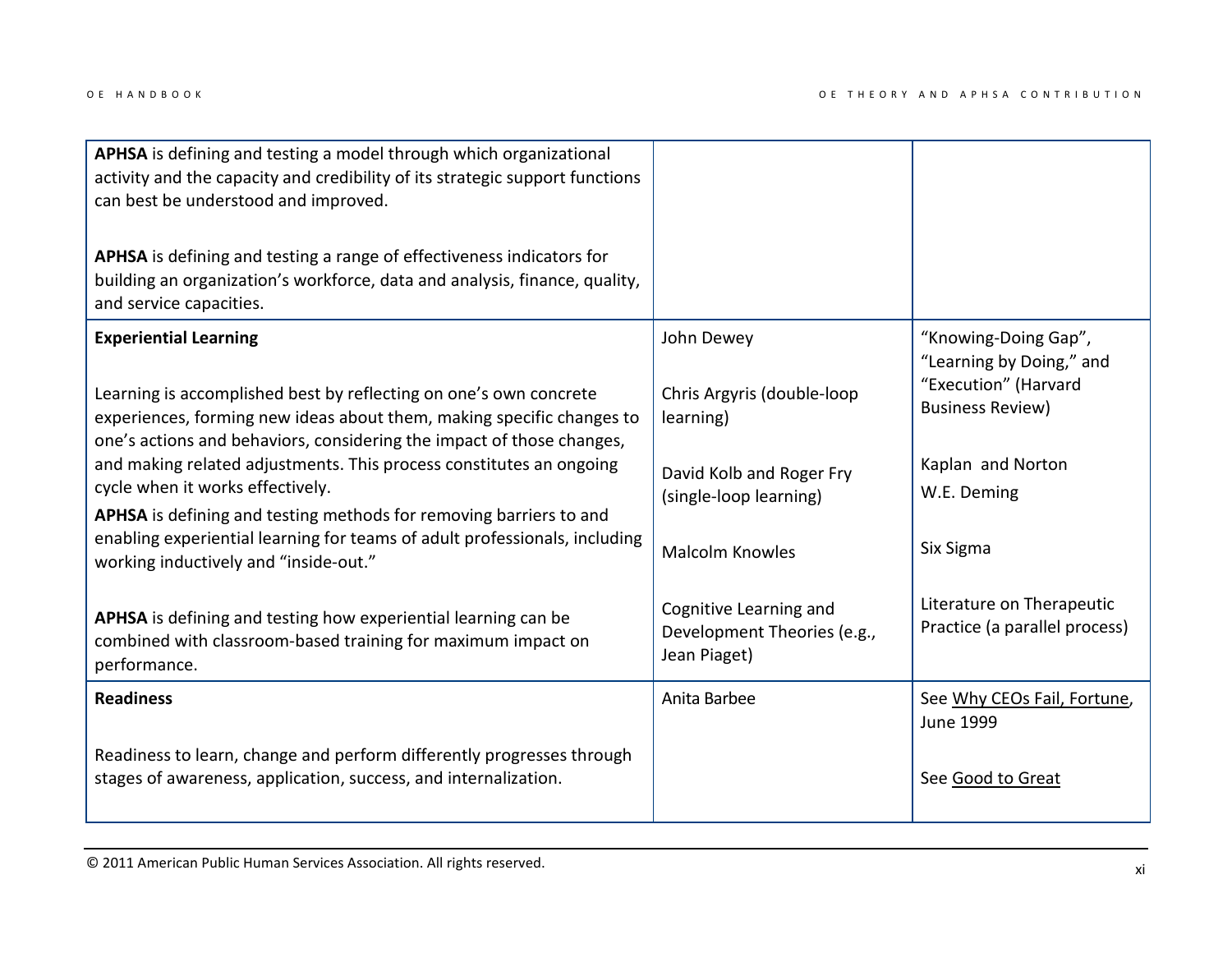| | | |
|---|---|---|
| **APHSA** is defining and testing a model through which organizational activity and the capacity and credibility of its strategic support functions can best be understood and improved.<br><br>**APHSA** is defining and testing a range of effectiveness indicators for building an organization's workforce, data and analysis, finance, quality, and service capacities. | | |
| **Experiential Learning**<br><br>Learning is accomplished best by reflecting on one's own concrete experiences, forming new ideas about them, making specific changes to one's actions and behaviors, considering the impact of those changes, and making related adjustments. This process constitutes an ongoing cycle when it works effectively.<br>**APHSA** is defining and testing methods for removing barriers to and enabling experiential learning for teams of adult professionals, including working inductively and "inside-out."<br><br>**APHSA** is defining and testing how experiential learning can be combined with classroom-based training for maximum impact on performance. | John Dewey<br><br>Chris Argyris (double-loop learning)<br><br>David Kolb and Roger Fry (single-loop learning)<br><br>Malcolm Knowles<br><br>Cognitive Learning and Development Theories (e.g., Jean Piaget) | "Knowing-Doing Gap", "Learning by Doing," and "Execution" (Harvard Business Review)<br><br>Kaplan and Norton<br>W.E. Deming<br><br>Six Sigma<br><br>Literature on Therapeutic Practice (a parallel process) |
| **Readiness**<br><br>Readiness to learn, change and perform differently progresses through stages of awareness, application, success, and internalization. | Anita Barbee | See Why CEOs Fail, Fortune, June 1999<br><br>See Good to Great |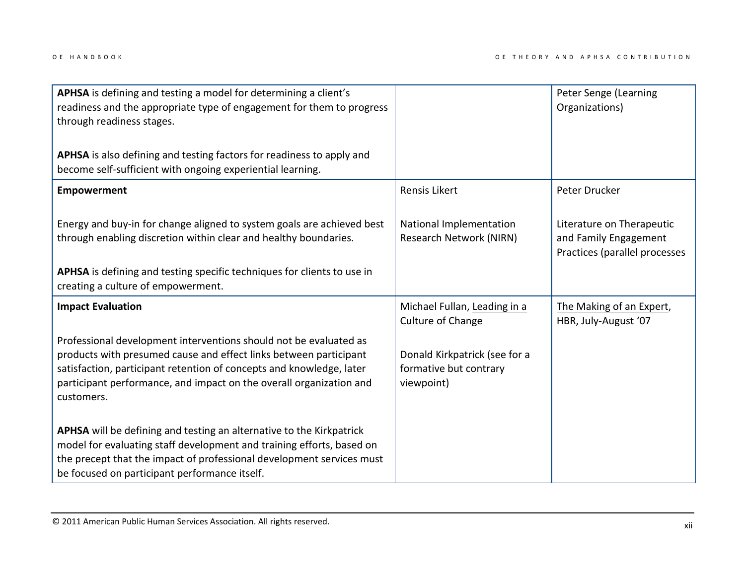| | | |
|---|---|---|
| **APHSA** is defining and testing a model for determining a client's readiness and the appropriate type of engagement for them to progress through readiness stages.<br><br>**APHSA** is also defining and testing factors for readiness to apply and become self-sufficient with ongoing experiential learning. | | Peter Senge (Learning Organizations) |
| **Empowerment**<br><br>Energy and buy-in for change aligned to system goals are achieved best through enabling discretion within clear and healthy boundaries.<br><br>**APHSA** is defining and testing specific techniques for clients to use in creating a culture of empowerment. | Rensis Likert<br><br>National Implementation Research Network (NIRN) | Peter Drucker<br><br>Literature on Therapeutic and Family Engagement Practices (parallel processes |
| **Impact Evaluation**<br><br>Professional development interventions should not be evaluated as products with presumed cause and effect links between participant satisfaction, participant retention of concepts and knowledge, later participant performance, and impact on the overall organization and customers.<br><br>**APHSA** will be defining and testing an alternative to the Kirkpatrick model for evaluating staff development and training efforts, based on the precept that the impact of professional development services must be focused on participant performance itself. | Michael Fullan, Leading in a Culture of Change<br><br>Donald Kirkpatrick (see for a formative but contrary viewpoint) | The Making of an Expert, HBR, July-August '07 |

© 2011 American Public Human Services Association. All rights reserved.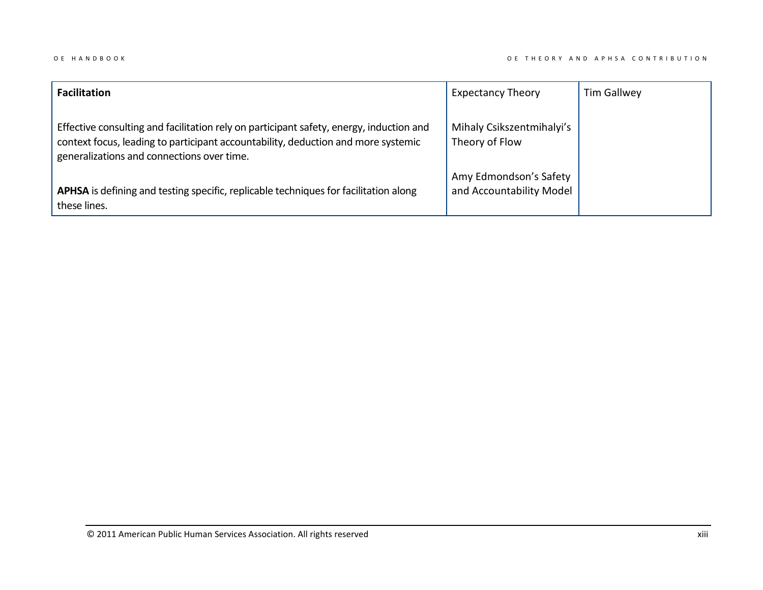| **Facilitation**<br><br>Effective consulting and facilitation rely on participant safety, energy, induction and context focus, leading to participant accountability, deduction and more systemic generalizations and connections over time.<br><br>**APHSA** is defining and testing specific, replicable techniques for facilitation along these lines. | Expectancy Theory<br><br>Mihaly Csikszentmihalyi's Theory of Flow<br><br>Amy Edmondson's Safety and Accountability Model | Tim Gallwey |
|---|---|---|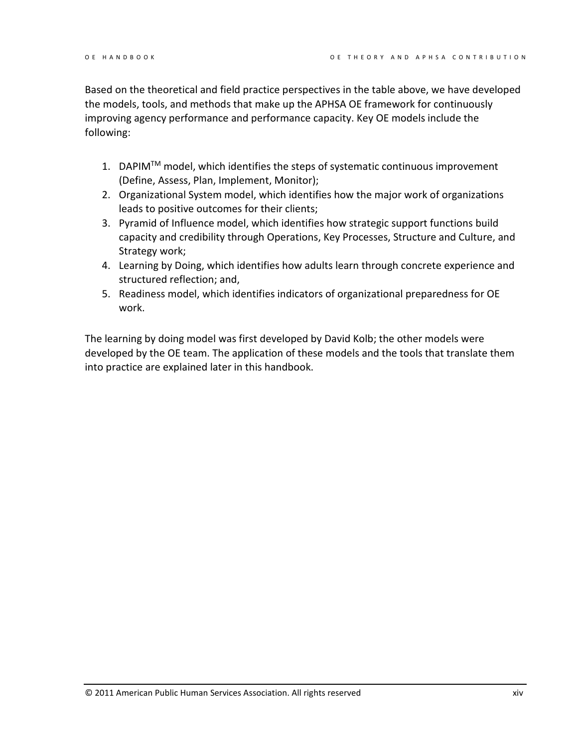Based on the theoretical and field practice perspectives in the table above, we have developed the models, tools, and methods that make up the APHSA OE framework for continuously improving agency performance and performance capacity. Key OE models include the following:

1. DAPIM™ model, which identifies the steps of systematic continuous improvement (Define, Assess, Plan, Implement, Monitor);
2. Organizational System model, which identifies how the major work of organizations leads to positive outcomes for their clients;
3. Pyramid of Influence model, which identifies how strategic support functions build capacity and credibility through Operations, Key Processes, Structure and Culture, and Strategy work;
4. Learning by Doing, which identifies how adults learn through concrete experience and structured reflection; and,
5. Readiness model, which identifies indicators of organizational preparedness for OE work.

The learning by doing model was first developed by David Kolb; the other models were developed by the OE team. The application of these models and the tools that translate them into practice are explained later in this handbook.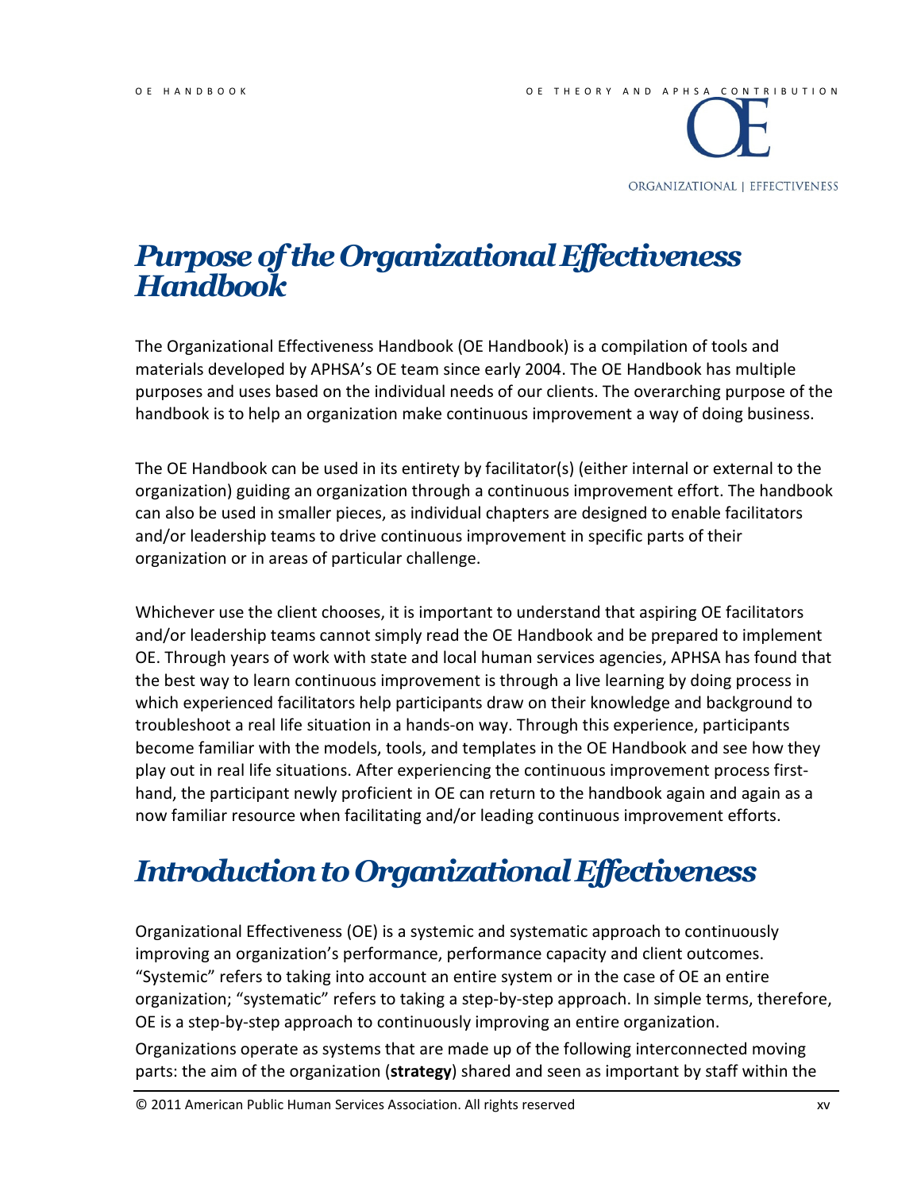# Purpose of the Organizational Effectiveness Handbook

The Organizational Effectiveness Handbook (OE Handbook) is a compilation of tools and materials developed by APHSA's OE team since early 2004. The OE Handbook has multiple purposes and uses based on the individual needs of our clients. The overarching purpose of the handbook is to help an organization make continuous improvement a way of doing business.

The OE Handbook can be used in its entirety by facilitator(s) (either internal or external to the organization) guiding an organization through a continuous improvement effort. The handbook can also be used in smaller pieces, as individual chapters are designed to enable facilitators and/or leadership teams to drive continuous improvement in specific parts of their organization or in areas of particular challenge.

Whichever use the client chooses, it is important to understand that aspiring OE facilitators and/or leadership teams cannot simply read the OE Handbook and be prepared to implement OE. Through years of work with state and local human services agencies, APHSA has found that the best way to learn continuous improvement is through a live learning by doing process in which experienced facilitators help participants draw on their knowledge and background to troubleshoot a real life situation in a hands-on way. Through this experience, participants become familiar with the models, tools, and templates in the OE Handbook and see how they play out in real life situations. After experiencing the continuous improvement process first-hand, the participant newly proficient in OE can return to the handbook again and again as a now familiar resource when facilitating and/or leading continuous improvement efforts.

# Introduction to Organizational Effectiveness

Organizational Effectiveness (OE) is a systemic and systematic approach to continuously improving an organization's performance, performance capacity and client outcomes. "Systemic" refers to taking into account an entire system or in the case of OE an entire organization; "systematic" refers to taking a step-by-step approach. In simple terms, therefore, OE is a step-by-step approach to continuously improving an entire organization.

Organizations operate as systems that are made up of the following interconnected moving parts: the aim of the organization (**strategy**) shared and seen as important by staff within the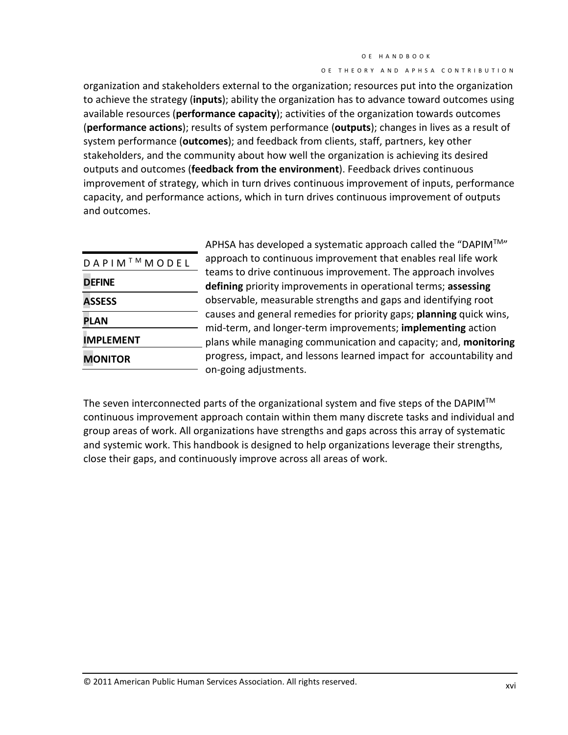organization and stakeholders external to the organization; resources put into the organization to achieve the strategy (**inputs**); ability the organization has to advance toward outcomes using available resources (**performance capacity**); activities of the organization towards outcomes (**performance actions**); results of system performance (**outputs**); changes in lives as a result of system performance (**outcomes**); and feedback from clients, staff, partners, key other stakeholders, and the community about how well the organization is achieving its desired outputs and outcomes (**feedback from the environment**). Feedback drives continuous improvement of strategy, which in turn drives continuous improvement of inputs, performance capacity, and performance actions, which in turn drives continuous improvement of outputs and outcomes.

| DAPIM™ MODEL |
| --- |
| **DEFINE** |
| **ASSESS** |
| **PLAN** |
| **IMPLEMENT** |
| **MONITOR** |

APHSA has developed a systematic approach called the "DAPIM™" approach to continuous improvement that enables real life work teams to drive continuous improvement. The approach involves **defining** priority improvements in operational terms; **assessing** observable, measurable strengths and gaps and identifying root causes and general remedies for priority gaps; **planning** quick wins, mid-term, and longer-term improvements; **implementing** action plans while managing communication and capacity; and, **monitoring** progress, impact, and lessons learned impact for accountability and on-going adjustments.

The seven interconnected parts of the organizational system and five steps of the DAPIM™ continuous improvement approach contain within them many discrete tasks and individual and group areas of work. All organizations have strengths and gaps across this array of systematic and systemic work. This handbook is designed to help organizations leverage their strengths, close their gaps, and continuously improve across all areas of work.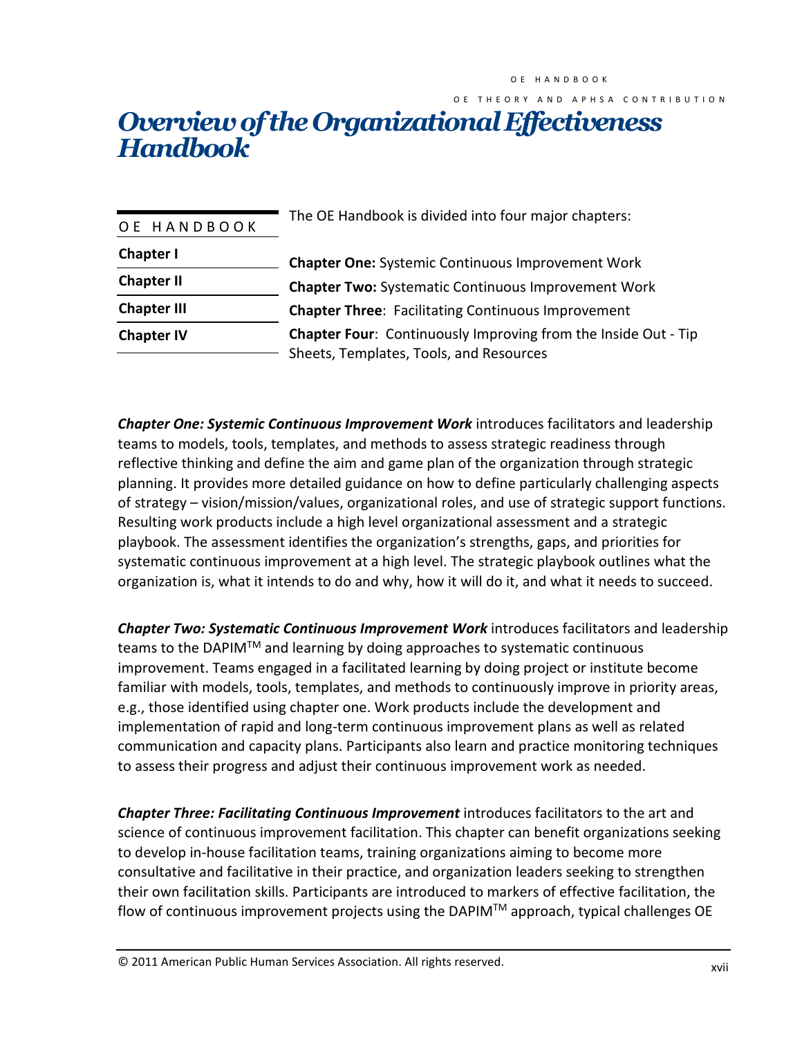# Overview of the Organizational Effectiveness Handbook

The OE Handbook is divided into four major chapters:

| OE HANDBOOK | |
|---|---|
| Chapter I | **Chapter One:** Systemic Continuous Improvement Work |
| Chapter II | **Chapter Two:** Systematic Continuous Improvement Work |
| Chapter III | **Chapter Three**: Facilitating Continuous Improvement |
| Chapter IV | **Chapter Four**: Continuously Improving from the Inside Out - Tip Sheets, Templates, Tools, and Resources |

***Chapter One: Systemic Continuous Improvement Work*** introduces facilitators and leadership teams to models, tools, templates, and methods to assess strategic readiness through reflective thinking and define the aim and game plan of the organization through strategic planning. It provides more detailed guidance on how to define particularly challenging aspects of strategy – vision/mission/values, organizational roles, and use of strategic support functions. Resulting work products include a high level organizational assessment and a strategic playbook. The assessment identifies the organization's strengths, gaps, and priorities for systematic continuous improvement at a high level. The strategic playbook outlines what the organization is, what it intends to do and why, how it will do it, and what it needs to succeed.

***Chapter Two: Systematic Continuous Improvement Work*** introduces facilitators and leadership teams to the DAPIM™ and learning by doing approaches to systematic continuous improvement. Teams engaged in a facilitated learning by doing project or institute become familiar with models, tools, templates, and methods to continuously improve in priority areas, e.g., those identified using chapter one. Work products include the development and implementation of rapid and long-term continuous improvement plans as well as related communication and capacity plans. Participants also learn and practice monitoring techniques to assess their progress and adjust their continuous improvement work as needed.

***Chapter Three: Facilitating Continuous Improvement*** introduces facilitators to the art and science of continuous improvement facilitation. This chapter can benefit organizations seeking to develop in-house facilitation teams, training organizations aiming to become more consultative and facilitative in their practice, and organization leaders seeking to strengthen their own facilitation skills. Participants are introduced to markers of effective facilitation, the flow of continuous improvement projects using the DAPIM™ approach, typical challenges OE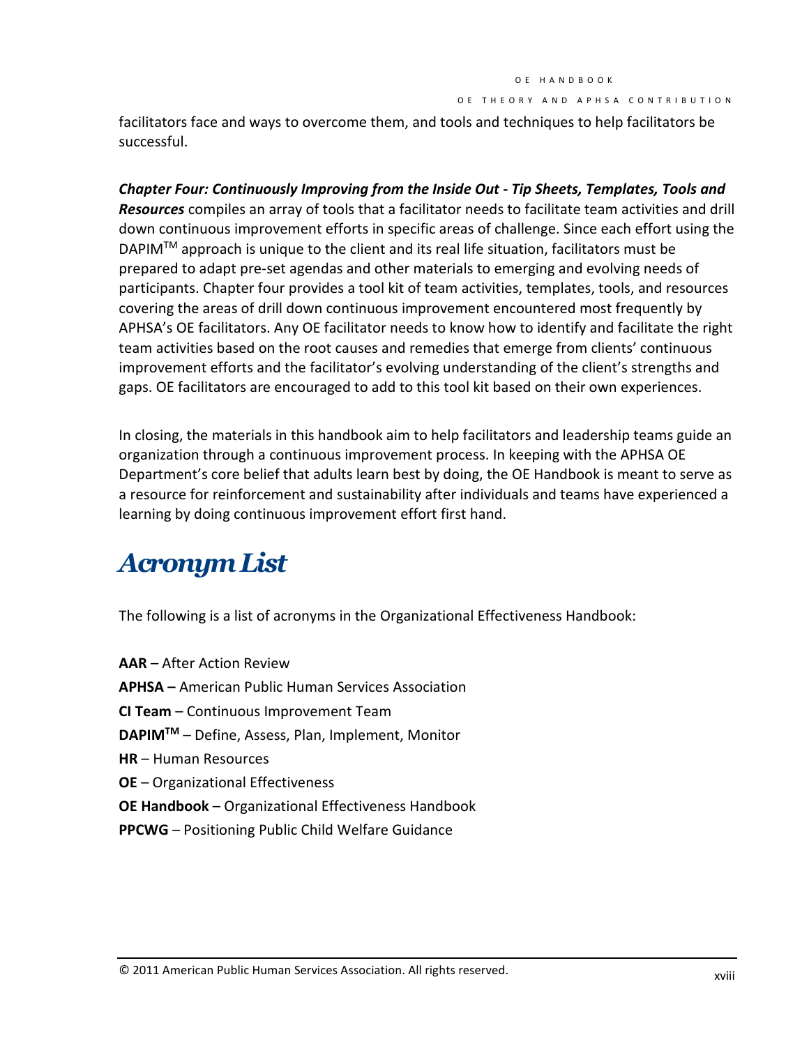facilitators face and ways to overcome them, and tools and techniques to help facilitators be successful.

***Chapter Four: Continuously Improving from the Inside Out - Tip Sheets, Templates, Tools and Resources*** compiles an array of tools that a facilitator needs to facilitate team activities and drill down continuous improvement efforts in specific areas of challenge. Since each effort using the DAPIM™ approach is unique to the client and its real life situation, facilitators must be prepared to adapt pre-set agendas and other materials to emerging and evolving needs of participants. Chapter four provides a tool kit of team activities, templates, tools, and resources covering the areas of drill down continuous improvement encountered most frequently by APHSA's OE facilitators. Any OE facilitator needs to know how to identify and facilitate the right team activities based on the root causes and remedies that emerge from clients' continuous improvement efforts and the facilitator's evolving understanding of the client's strengths and gaps. OE facilitators are encouraged to add to this tool kit based on their own experiences.

In closing, the materials in this handbook aim to help facilitators and leadership teams guide an organization through a continuous improvement process. In keeping with the APHSA OE Department's core belief that adults learn best by doing, the OE Handbook is meant to serve as a resource for reinforcement and sustainability after individuals and teams have experienced a learning by doing continuous improvement effort first hand.

# Acronym List

The following is a list of acronyms in the Organizational Effectiveness Handbook:

**AAR** – After Action Review
**APHSA –** American Public Human Services Association
**CI Team** – Continuous Improvement Team
**DAPIM™** – Define, Assess, Plan, Implement, Monitor
**HR** – Human Resources
**OE** – Organizational Effectiveness
**OE Handbook** – Organizational Effectiveness Handbook
**PPCWG** – Positioning Public Child Welfare Guidance